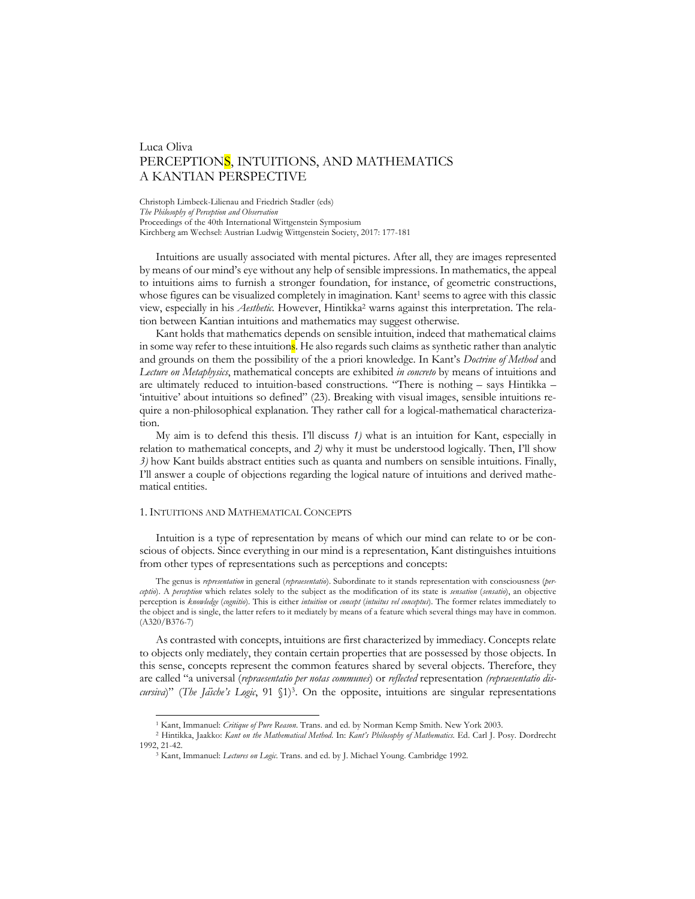Luca Oliva

# PERCEPTIONS, INTUITIONS, AND MATHEMATICS A KANTIAN PERSPECTIVE

Christoph Limbeck-Lilienau and Friedrich Stadler (eds)
*The Philosophy of Perception and Observation*
Proceedings of the 40th International Wittgenstein Symposium
Kirchberg am Wechsel: Austrian Ludwig Wittgenstein Society, 2017: 177-181

Intuitions are usually associated with mental pictures. After all, they are images represented by means of our mind's eye without any help of sensible impressions. In mathematics, the appeal to intuitions aims to furnish a stronger foundation, for instance, of geometric constructions, whose figures can be visualized completely in imagination. Kant[1] seems to agree with this classic view, especially in his *Aesthetic*. However, Hintikka[2] warns against this interpretation. The relation between Kantian intuitions and mathematics may suggest otherwise.

Kant holds that mathematics depends on sensible intuition, indeed that mathematical claims in some way refer to these intuitions. He also regards such claims as synthetic rather than analytic and grounds on them the possibility of the a priori knowledge. In Kant's *Doctrine of Method* and *Lecture on Metaphysics*, mathematical concepts are exhibited *in concreto* by means of intuitions and are ultimately reduced to intuition-based constructions. "There is nothing – says Hintikka – 'intuitive' about intuitions so defined" (23). Breaking with visual images, sensible intuitions require a non-philosophical explanation. They rather call for a logical-mathematical characterization.

My aim is to defend this thesis. I'll discuss *1)* what is an intuition for Kant, especially in relation to mathematical concepts, and *2)* why it must be understood logically. Then, I'll show *3)* how Kant builds abstract entities such as quanta and numbers on sensible intuitions. Finally, I'll answer a couple of objections regarding the logical nature of intuitions and derived mathematical entities.

## 1. Intuitions and Mathematical Concepts

Intuition is a type of representation by means of which our mind can relate to or be conscious of objects. Since everything in our mind is a representation, Kant distinguishes intuitions from other types of representations such as perceptions and concepts:

> The genus is *representation* in general (*repraesentatio*). Subordinate to it stands representation with consciousness (*perceptio*). A *perception* which relates solely to the subject as the modification of its state is *sensation* (*sensatio*), an objective perception is *knowledge* (*cognitio*). This is either *intuition* or *concept* (*intuitus vel conceptus*). The former relates immediately to the object and is single, the latter refers to it mediately by means of a feature which several things may have in common. (A320/B376-7)

As contrasted with concepts, intuitions are first characterized by immediacy. Concepts relate to objects only mediately, they contain certain properties that are possessed by those objects. In this sense, concepts represent the common features shared by several objects. Therefore, they are called "a universal (*repraesentatio per notas communes*) or *reflected* representation *(repraesentatio discursiva*)" (*The Jäsche's Logic*, 91 §1)[3]. On the opposite, intuitions are singular representations

---

[1] Kant, Immanuel: *Critique of Pure Reason*. Trans. and ed. by Norman Kemp Smith. New York 2003.

[2] Hintikka, Jaakko: *Kant on the Mathematical Method*. In: *Kant's Philosophy of Mathematics*. Ed. Carl J. Posy. Dordrecht 1992, 21-42.

[3] Kant, Immanuel: *Lectures on Logic*. Trans. and ed. by J. Michael Young. Cambridge 1992.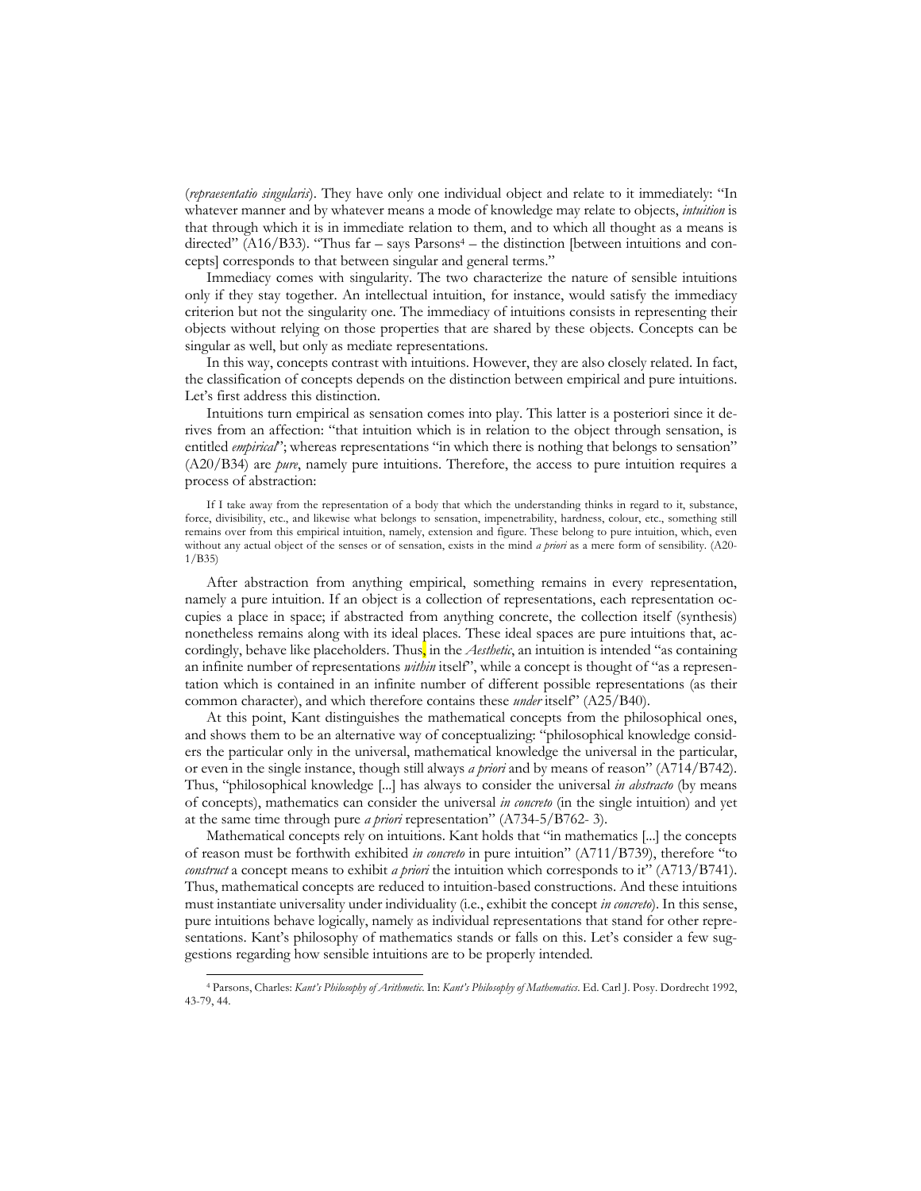(*repraesentatio singularis*). They have only one individual object and relate to it immediately: "In whatever manner and by whatever means a mode of knowledge may relate to objects, *intuition* is that through which it is in immediate relation to them, and to which all thought as a means is directed" (A16/B33). "Thus far – says Parsons[4] – the distinction [between intuitions and concepts] corresponds to that between singular and general terms."

Immediacy comes with singularity. The two characterize the nature of sensible intuitions only if they stay together. An intellectual intuition, for instance, would satisfy the immediacy criterion but not the singularity one. The immediacy of intuitions consists in representing their objects without relying on those properties that are shared by these objects. Concepts can be singular as well, but only as mediate representations.

In this way, concepts contrast with intuitions. However, they are also closely related. In fact, the classification of concepts depends on the distinction between empirical and pure intuitions. Let's first address this distinction.

Intuitions turn empirical as sensation comes into play. This latter is a posteriori since it derives from an affection: "that intuition which is in relation to the object through sensation, is entitled *empirical*"; whereas representations "in which there is nothing that belongs to sensation" (A20/B34) are *pure*, namely pure intuitions. Therefore, the access to pure intuition requires a process of abstraction:

> If I take away from the representation of a body that which the understanding thinks in regard to it, substance, force, divisibility, etc., and likewise what belongs to sensation, impenetrability, hardness, colour, etc., something still remains over from this empirical intuition, namely, extension and figure. These belong to pure intuition, which, even without any actual object of the senses or of sensation, exists in the mind *a priori* as a mere form of sensibility. (A20-1/B35)

After abstraction from anything empirical, something remains in every representation, namely a pure intuition. If an object is a collection of representations, each representation occupies a place in space; if abstracted from anything concrete, the collection itself (synthesis) nonetheless remains along with its ideal places. These ideal spaces are pure intuitions that, accordingly, behave like placeholders. Thus, in the *Aesthetic*, an intuition is intended "as containing an infinite number of representations *within* itself", while a concept is thought of "as a representation which is contained in an infinite number of different possible representations (as their common character), and which therefore contains these *under* itself" (A25/B40).

At this point, Kant distinguishes the mathematical concepts from the philosophical ones, and shows them to be an alternative way of conceptualizing: "philosophical knowledge considers the particular only in the universal, mathematical knowledge the universal in the particular, or even in the single instance, though still always *a priori* and by means of reason" (A714/B742). Thus, "philosophical knowledge [...] has always to consider the universal *in abstracto* (by means of concepts), mathematics can consider the universal *in concreto* (in the single intuition) and yet at the same time through pure *a priori* representation" (A734-5/B762- 3).

Mathematical concepts rely on intuitions. Kant holds that "in mathematics [...] the concepts of reason must be forthwith exhibited *in concreto* in pure intuition" (A711/B739), therefore "to *construct* a concept means to exhibit *a priori* the intuition which corresponds to it" (A713/B741). Thus, mathematical concepts are reduced to intuition-based constructions. And these intuitions must instantiate universality under individuality (i.e., exhibit the concept *in concreto*). In this sense, pure intuitions behave logically, namely as individual representations that stand for other representations. Kant's philosophy of mathematics stands or falls on this. Let's consider a few suggestions regarding how sensible intuitions are to be properly intended.

[4] Parsons, Charles: *Kant's Philosophy of Arithmetic*. In: *Kant's Philosophy of Mathematics*. Ed. Carl J. Posy. Dordrecht 1992, 43-79, 44.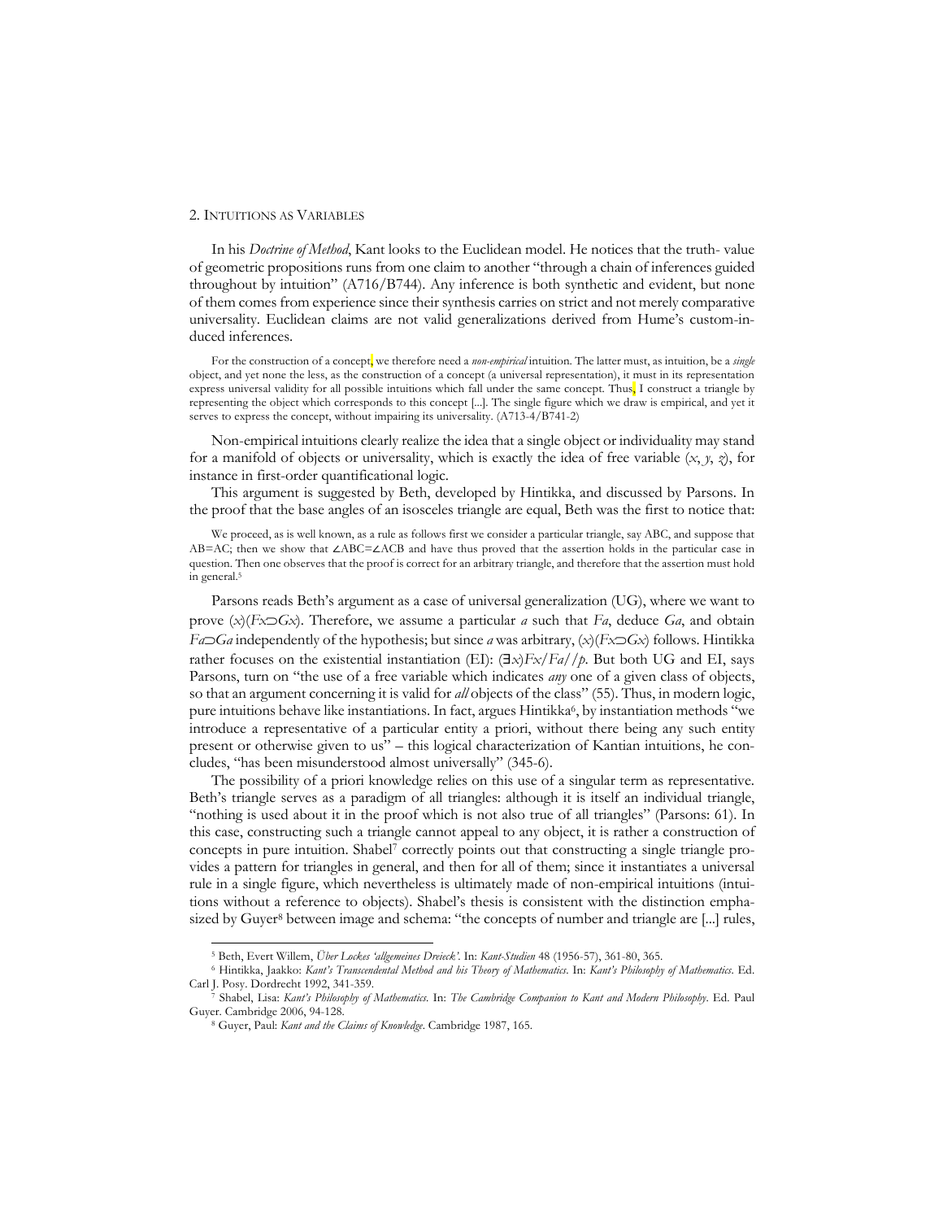## 2. Intuitions as Variables

In his *Doctrine of Method*, Kant looks to the Euclidean model. He notices that the truth- value of geometric propositions runs from one claim to another "through a chain of inferences guided throughout by intuition" (A716/B744). Any inference is both synthetic and evident, but none of them comes from experience since their synthesis carries on strict and not merely comparative universality. Euclidean claims are not valid generalizations derived from Hume's custom-induced inferences.

> For the construction of a concept, we therefore need a *non-empirical* intuition. The latter must, as intuition, be a *single* object, and yet none the less, as the construction of a concept (a universal representation), it must in its representation express universal validity for all possible intuitions which fall under the same concept. Thus, I construct a triangle by representing the object which corresponds to this concept [...]. The single figure which we draw is empirical, and yet it serves to express the concept, without impairing its universality. (A713-4/B741-2)

Non-empirical intuitions clearly realize the idea that a single object or individuality may stand for a manifold of objects or universality, which is exactly the idea of free variable ($x$, $y$, $z$), for instance in first-order quantificational logic.

This argument is suggested by Beth, developed by Hintikka, and discussed by Parsons. In the proof that the base angles of an isosceles triangle are equal, Beth was the first to notice that:

> We proceed, as is well known, as a rule as follows first we consider a particular triangle, say ABC, and suppose that AB=AC; then we show that ∠ABC=∠ACB and have thus proved that the assertion holds in the particular case in question. Then one observes that the proof is correct for an arbitrary triangle, and therefore that the assertion must hold in general.[5]

Parsons reads Beth's argument as a case of universal generalization (UG), where we want to prove $(x)(Fx\supset Gx)$. Therefore, we assume a particular $a$ such that $Fa$, deduce $Ga$, and obtain $Fa\supset Ga$ independently of the hypothesis; but since $a$ was arbitrary, $(x)(Fx\supset Gx)$ follows. Hintikka rather focuses on the existential instantiation (EI): $(\exists x)Fx/Fa//p$. But both UG and EI, says Parsons, turn on "the use of a free variable which indicates *any* one of a given class of objects, so that an argument concerning it is valid for *all* objects of the class" (55). Thus, in modern logic, pure intuitions behave like instantiations. In fact, argues Hintikka[6], by instantiation methods "we introduce a representative of a particular entity a priori, without there being any such entity present or otherwise given to us" – this logical characterization of Kantian intuitions, he concludes, "has been misunderstood almost universally" (345-6).

The possibility of a priori knowledge relies on this use of a singular term as representative. Beth's triangle serves as a paradigm of all triangles: although it is itself an individual triangle, "nothing is used about it in the proof which is not also true of all triangles" (Parsons: 61). In this case, constructing such a triangle cannot appeal to any object, it is rather a construction of concepts in pure intuition. Shabel[7] correctly points out that constructing a single triangle provides a pattern for triangles in general, and then for all of them; since it instantiates a universal rule in a single figure, which nevertheless is ultimately made of non-empirical intuitions (intuitions without a reference to objects). Shabel's thesis is consistent with the distinction emphasized by Guyer[8] between image and schema: "the concepts of number and triangle are [...] rules,

---

[5] Beth, Evert Willem, *Über Lockes 'allgemeines Dreieck'*. In: *Kant-Studien* 48 (1956-57), 361-80, 365.

[6] Hintikka, Jaakko: *Kant's Transcendental Method and his Theory of Mathematics*. In: *Kant's Philosophy of Mathematics*. Ed. Carl J. Posy. Dordrecht 1992, 341-359.

[7] Shabel, Lisa: *Kant's Philosophy of Mathematics*. In: *The Cambridge Companion to Kant and Modern Philosophy*. Ed. Paul Guyer. Cambridge 2006, 94-128.

[8] Guyer, Paul: *Kant and the Claims of Knowledge*. Cambridge 1987, 165.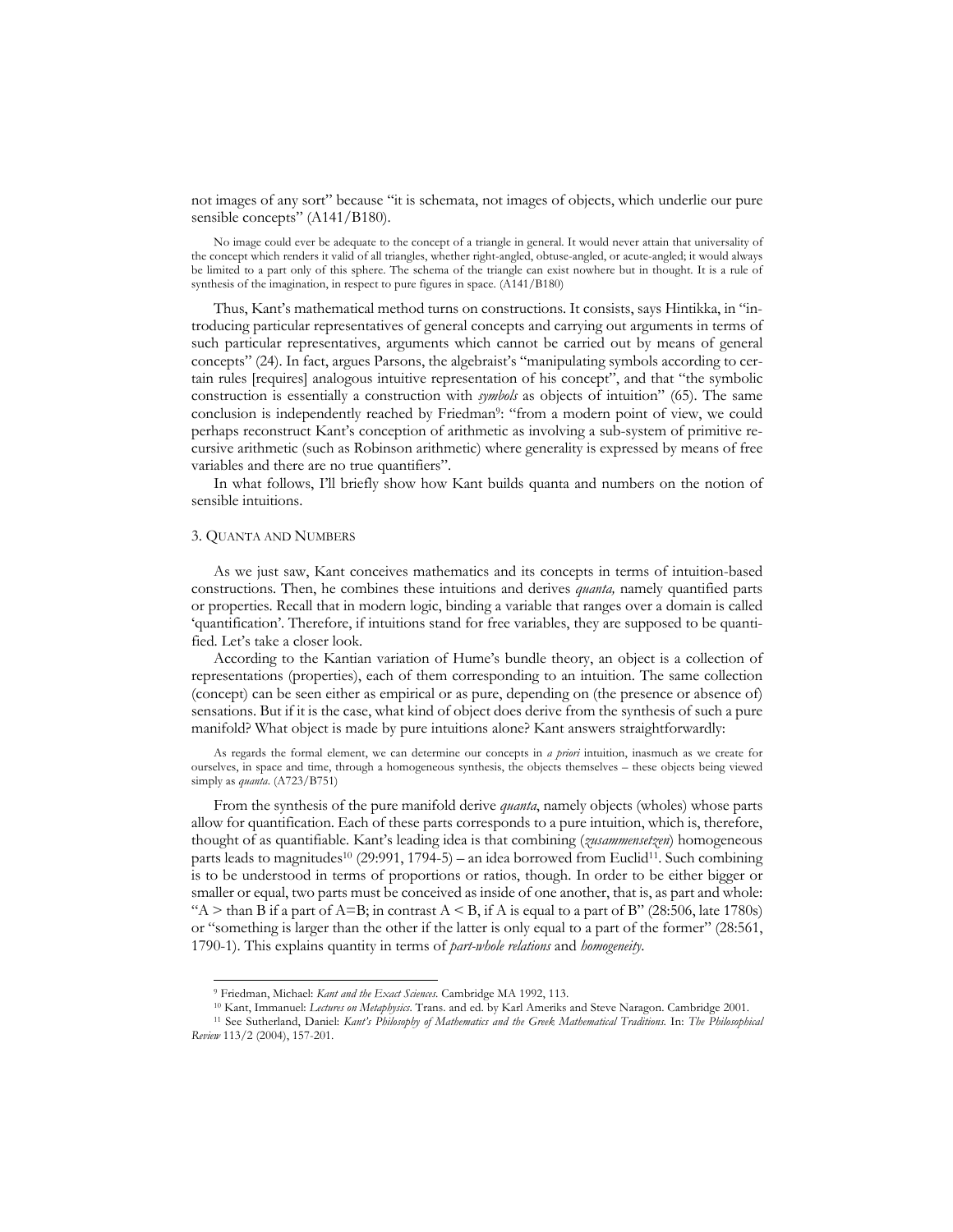not images of any sort" because "it is schemata, not images of objects, which underlie our pure sensible concepts" (A141/B180).

> No image could ever be adequate to the concept of a triangle in general. It would never attain that universality of the concept which renders it valid of all triangles, whether right-angled, obtuse-angled, or acute-angled; it would always be limited to a part only of this sphere. The schema of the triangle can exist nowhere but in thought. It is a rule of synthesis of the imagination, in respect to pure figures in space. (A141/B180)

Thus, Kant's mathematical method turns on constructions. It consists, says Hintikka, in "introducing particular representatives of general concepts and carrying out arguments in terms of such particular representatives, arguments which cannot be carried out by means of general concepts" (24). In fact, argues Parsons, the algebraist's "manipulating symbols according to certain rules [requires] analogous intuitive representation of his concept", and that "the symbolic construction is essentially a construction with *symbols* as objects of intuition" (65). The same conclusion is independently reached by Friedman[9]: "from a modern point of view, we could perhaps reconstruct Kant's conception of arithmetic as involving a sub-system of primitive recursive arithmetic (such as Robinson arithmetic) where generality is expressed by means of free variables and there are no true quantifiers".

In what follows, I'll briefly show how Kant builds quanta and numbers on the notion of sensible intuitions.

## 3. Quanta and Numbers

As we just saw, Kant conceives mathematics and its concepts in terms of intuition-based constructions. Then, he combines these intuitions and derives *quanta,* namely quantified parts or properties. Recall that in modern logic, binding a variable that ranges over a domain is called 'quantification'. Therefore, if intuitions stand for free variables, they are supposed to be quantified. Let's take a closer look.

According to the Kantian variation of Hume's bundle theory, an object is a collection of representations (properties), each of them corresponding to an intuition. The same collection (concept) can be seen either as empirical or as pure, depending on (the presence or absence of) sensations. But if it is the case, what kind of object does derive from the synthesis of such a pure manifold? What object is made by pure intuitions alone? Kant answers straightforwardly:

> As regards the formal element, we can determine our concepts in *a priori* intuition, inasmuch as we create for ourselves, in space and time, through a homogeneous synthesis, the objects themselves – these objects being viewed simply as *quanta*. (A723/B751)

From the synthesis of the pure manifold derive *quanta*, namely objects (wholes) whose parts allow for quantification. Each of these parts corresponds to a pure intuition, which is, therefore, thought of as quantifiable. Kant's leading idea is that combining (*zusammensetzen*) homogeneous parts leads to magnitudes[10] (29:991, 1794-5) – an idea borrowed from Euclid[11]. Such combining is to be understood in terms of proportions or ratios, though. In order to be either bigger or smaller or equal, two parts must be conceived as inside of one another, that is, as part and whole: "A > than B if a part of A=B; in contrast A < B, if A is equal to a part of B" (28:506, late 1780s) or "something is larger than the other if the latter is only equal to a part of the former" (28:561, 1790-1). This explains quantity in terms of *part-whole relations* and *homogeneity*.

---

[9] Friedman, Michael: *Kant and the Exact Sciences*. Cambridge MA 1992, 113.

[10] Kant, Immanuel: *Lectures on Metaphysics*. Trans. and ed. by Karl Ameriks and Steve Naragon. Cambridge 2001.

[11] See Sutherland, Daniel: *Kant's Philosophy of Mathematics and the Greek Mathematical Traditions*. In: *The Philosophical Review* 113/2 (2004), 157-201.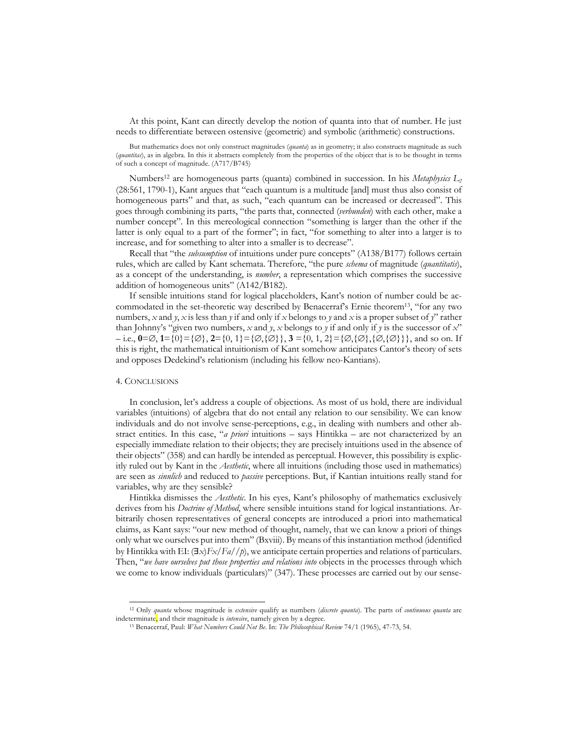At this point, Kant can directly develop the notion of quanta into that of number. He just needs to differentiate between ostensive (geometric) and symbolic (arithmetic) constructions.

> But mathematics does not only construct magnitudes (*quanta*) as in geometry; it also constructs magnitude as such (*quantitas*), as in algebra. In this it abstracts completely from the properties of the object that is to be thought in terms of such a concept of magnitude. (A717/B745)

Numbers[12] are homogeneous parts (quanta) combined in succession. In his *Metaphysics* $L_2$ (28:561, 1790-1), Kant argues that "each quantum is a multitude [and] must thus also consist of homogeneous parts" and that, as such, "each quantum can be increased or decreased". This goes through combining its parts, "the parts that, connected (*verbunden*) with each other, make a number concept". In this mereological connection "something is larger than the other if the latter is only equal to a part of the former"; in fact, "for something to alter into a larger is to increase, and for something to alter into a smaller is to decrease".

Recall that "the *subsumption* of intuitions under pure concepts" (A138/B177) follows certain rules, which are called by Kant schemata. Therefore, "the pure *schema* of magnitude (*quantitatis*), as a concept of the understanding, is *number*, a representation which comprises the successive addition of homogeneous units" (A142/B182).

If sensible intuitions stand for logical placeholders, Kant's notion of number could be accommodated in the set-theoretic way described by Benacerraf's Ernie theorem[13], "for any two numbers, $x$ and $y$, $x$ is less than $y$ if and only if $x$ belongs to $y$ and $x$ is a proper subset of $y$" rather than Johnny's "given two numbers, $x$ and $y$, $x$ belongs to $y$ if and only if $y$ is the successor of $x$" – i.e., $\mathbf{0}=\varnothing$, $\mathbf{1}=\{0\}=\{\varnothing\}$, $\mathbf{2}=\{0, 1\}=\{\varnothing,\{\varnothing\}\}$, $\mathbf{3}=\{0, 1, 2\}=\{\varnothing,\{\varnothing\},\{\varnothing,\{\varnothing\}\}\}$, and so on. If this is right, the mathematical intuitionism of Kant somehow anticipates Cantor's theory of sets and opposes Dedekind's relationism (including his fellow neo-Kantians).

## 4. Conclusions

In conclusion, let's address a couple of objections. As most of us hold, there are individual variables (intuitions) of algebra that do not entail any relation to our sensibility. We can know individuals and do not involve sense-perceptions, e.g., in dealing with numbers and other abstract entities. In this case, "*a priori* intuitions – says Hintikka – are not characterized by an especially immediate relation to their objects; they are precisely intuitions used in the absence of their objects" (358) and can hardly be intended as perceptual. However, this possibility is explicitly ruled out by Kant in the *Aesthetic*, where all intuitions (including those used in mathematics) are seen as *sinnlich* and reduced to *passive* perceptions. But, if Kantian intuitions really stand for variables, why are they sensible?

Hintikka dismisses the *Aesthetic*. In his eyes, Kant's philosophy of mathematics exclusively derives from his *Doctrine of Method*, where sensible intuitions stand for logical instantiations. Arbitrarily chosen representatives of general concepts are introduced a priori into mathematical claims, as Kant says: "our new method of thought, namely, that we can know a priori of things only what we ourselves put into them" (Bxviii). By means of this instantiation method (identified by Hintikka with EI: $(\exists x)Fx/Fa//p$), we anticipate certain properties and relations of particulars. Then, "*we have ourselves put those properties and relations into* objects in the processes through which we come to know individuals (particulars)" (347). These processes are carried out by our sense-

[12] Only *quanta* whose magnitude is *extensive* qualify as numbers (*discrete quanta*). The parts of *continuous quanta* are indeterminate, and their magnitude is *intensive*, namely given by a degree.

[13] Benacerraf, Paul: *What Numbers Could Not Be*. In: *The Philosophical Review* 74/1 (1965), 47-73, 54.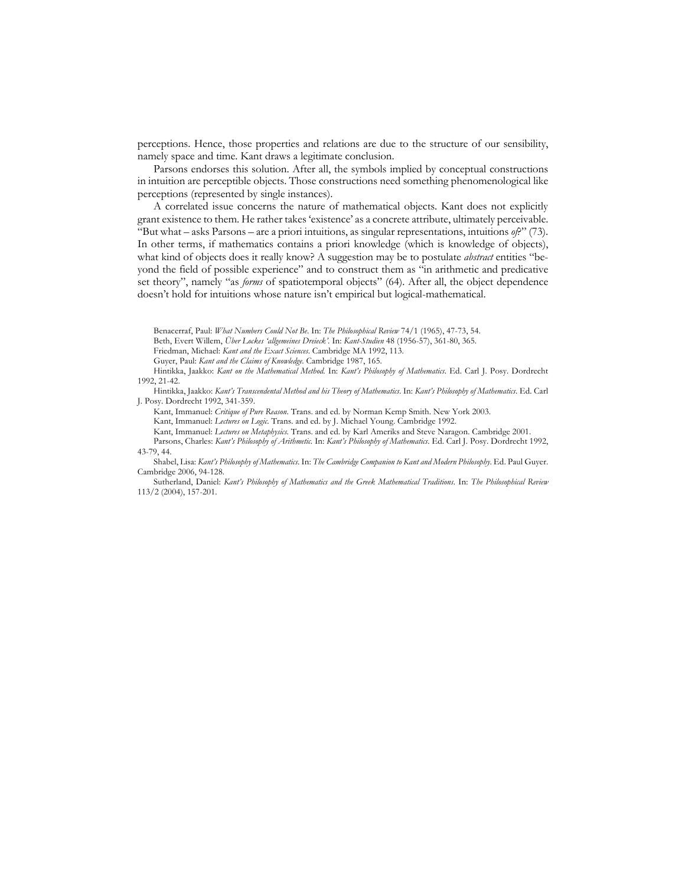perceptions. Hence, those properties and relations are due to the structure of our sensibility, namely space and time. Kant draws a legitimate conclusion.

Parsons endorses this solution. After all, the symbols implied by conceptual constructions in intuition are perceptible objects. Those constructions need something phenomenological like perceptions (represented by single instances).

A correlated issue concerns the nature of mathematical objects. Kant does not explicitly grant existence to them. He rather takes 'existence' as a concrete attribute, ultimately perceivable. "But what – asks Parsons – are a priori intuitions, as singular representations, intuitions *of*?" (73). In other terms, if mathematics contains a priori knowledge (which is knowledge of objects), what kind of objects does it really know? A suggestion may be to postulate *abstract* entities "beyond the field of possible experience" and to construct them as "in arithmetic and predicative set theory", namely "as *forms* of spatiotemporal objects" (64). After all, the object dependence doesn't hold for intuitions whose nature isn't empirical but logical-mathematical.

Benacerraf, Paul: *What Numbers Could Not Be*. In: *The Philosophical Review* 74/1 (1965), 47-73, 54.

Beth, Evert Willem, *Über Lockes 'allgemeines Dreieck'*. In: *Kant-Studien* 48 (1956-57), 361-80, 365.

Friedman, Michael: *Kant and the Exact Sciences*. Cambridge MA 1992, 113.

Guyer, Paul: *Kant and the Claims of Knowledge*. Cambridge 1987, 165.

Hintikka, Jaakko: *Kant on the Mathematical Method*. In: *Kant's Philosophy of Mathematics*. Ed. Carl J. Posy. Dordrecht 1992, 21-42.

Hintikka, Jaakko: *Kant's Transcendental Method and his Theory of Mathematics*. In: *Kant's Philosophy of Mathematics*. Ed. Carl J. Posy. Dordrecht 1992, 341-359.

Kant, Immanuel: *Critique of Pure Reason*. Trans. and ed. by Norman Kemp Smith. New York 2003.

Kant, Immanuel: *Lectures on Logic*. Trans. and ed. by J. Michael Young. Cambridge 1992.

Kant, Immanuel: *Lectures on Metaphysics*. Trans. and ed. by Karl Ameriks and Steve Naragon. Cambridge 2001.

Parsons, Charles: *Kant's Philosophy of Arithmetic*. In: *Kant's Philosophy of Mathematics*. Ed. Carl J. Posy. Dordrecht 1992, 43-79, 44.

Shabel, Lisa: *Kant's Philosophy of Mathematics*. In: *The Cambridge Companion to Kant and Modern Philosophy*. Ed. Paul Guyer. Cambridge 2006, 94-128.

Sutherland, Daniel: *Kant's Philosophy of Mathematics and the Greek Mathematical Traditions*. In: *The Philosophical Review* 113/2 (2004), 157-201.